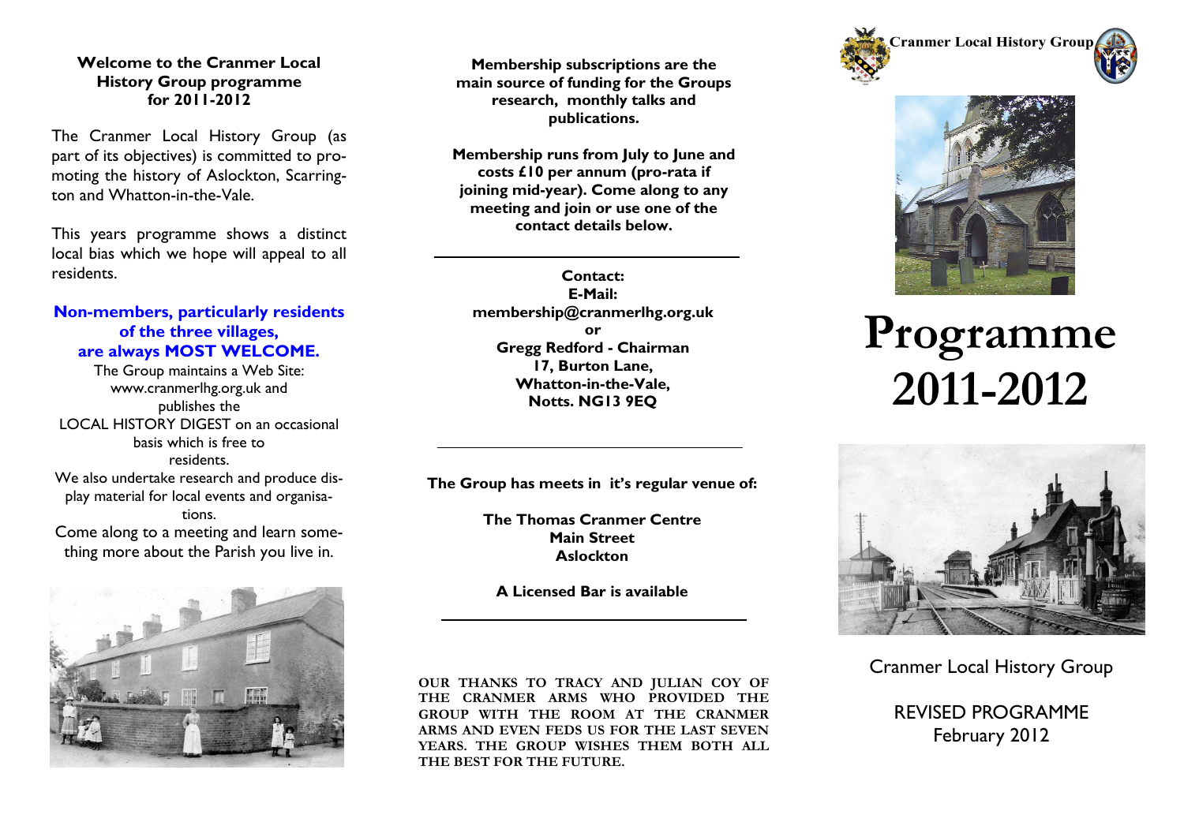**Welcome to the Cranmer Local History Group programme for 2011-2012**

The Cranmer Local History Group (as part of its objectives) is committed to promoting the history of Aslockton, Scarrington and Whatton-in-the-Vale.

This years programme shows a distinct local bias which we hope will appeal to all residents.

**Non-members, particularly residents of the three villages, are always MOST WELCOME.**

The Group maintains a Web Site: www.cranmerlhg.org.uk and publishes the LOCAL HISTORY DIGEST on an occasional basis which is free to residents.

We also undertake research and produce display material for local events and organisations.

Come along to a meeting and learn something more about the Parish you live in.

**Membership subscriptions are the main source of funding for the Groups research, monthly talks and publications.**

**Membership runs from July to June and costs £10 per annum (pro-rata if joining mid-year). Come along to any meeting and join or use one of the contact details below.**

---

**Contact:**
**E-Mail:**
**membership@cranmerlhg.org.uk**
**or**
**Gregg Redford - Chairman**
**17, Burton Lane,**
**Whatton-in-the-Vale,**
**Notts. NG13 9EQ**

---

**The Group has meets in it's regular venue of:**

**The Thomas Cranmer Centre**
**Main Street**
**Aslockton**

**A Licensed Bar is available**

---

**OUR THANKS TO TRACY AND JULIAN COY OF THE CRANMER ARMS WHO PROVIDED THE GROUP WITH THE ROOM AT THE CRANMER ARMS AND EVEN FEDS US FOR THE LAST SEVEN YEARS. THE GROUP WISHES THEM BOTH ALL THE BEST FOR THE FUTURE.**

**Cranmer Local History Group**

# Programme 2011-2012

Cranmer Local History Group

REVISED PROGRAMME
February 2012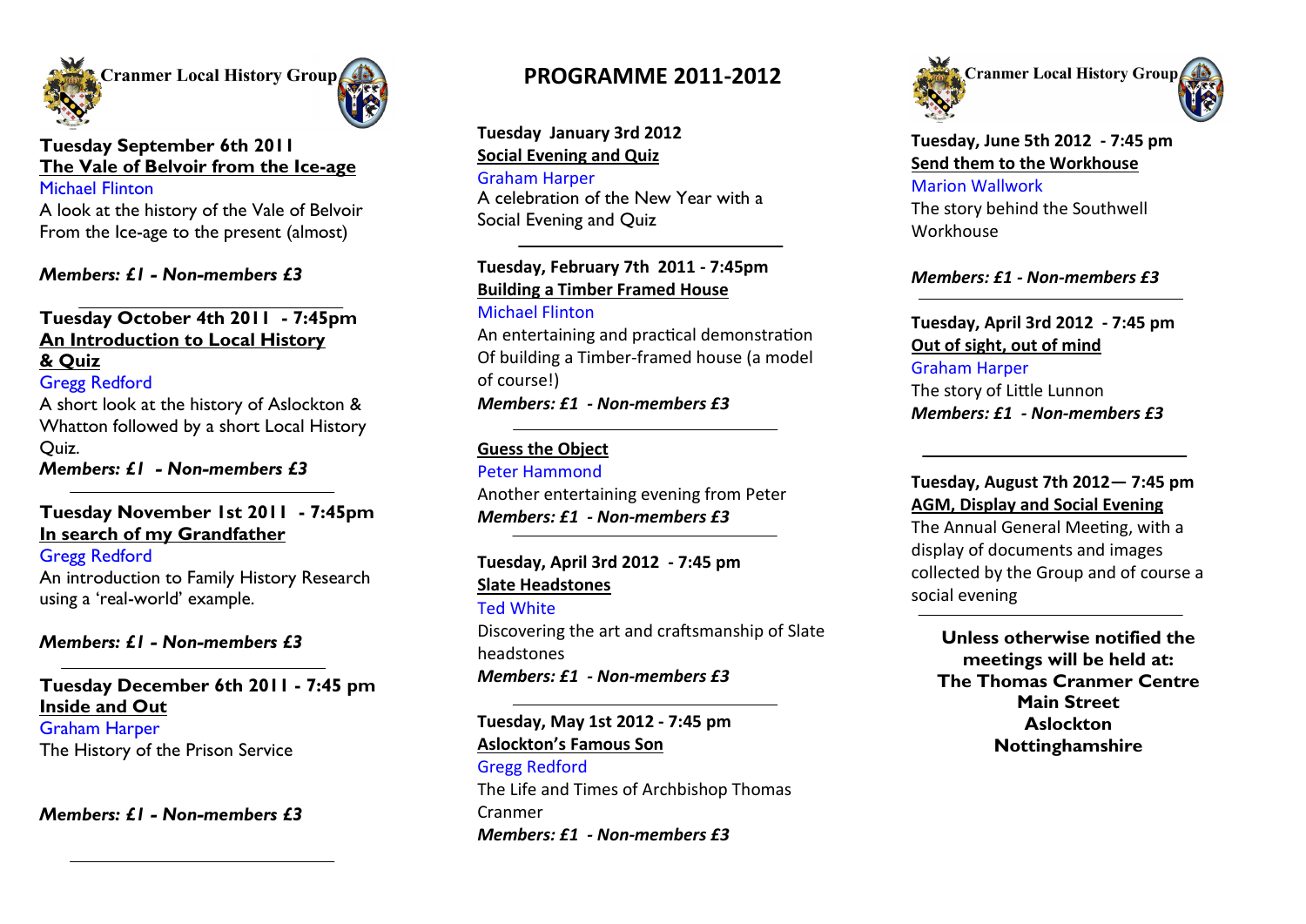Cranmer Local History Group

**Tuesday September 6th 2011**
**The Vale of Belvoir from the Ice-age**
Michael Flinton
A look at the history of the Vale of Belvoir
From the Ice-age to the present (almost)

***Members: £1 - Non-members £3***

---

**Tuesday October 4th 2011 - 7:45pm**
**An Introduction to Local History & Quiz**
Gregg Redford
A short look at the history of Aslockton & Whatton followed by a short Local History Quiz.
***Members: £1 - Non-members £3***

---

**Tuesday November 1st 2011 - 7:45pm**
**In search of my Grandfather**
Gregg Redford
An introduction to Family History Research using a 'real-world' example.

***Members: £1 - Non-members £3***

---

**Tuesday December 6th 2011 - 7:45 pm**
**Inside and Out**
Graham Harper
The History of the Prison Service

***Members: £1 - Non-members £3***

---

# PROGRAMME 2011-2012

**Tuesday January 3rd 2012**
**Social Evening and Quiz**
Graham Harper
A celebration of the New Year with a Social Evening and Quiz

---

**Tuesday, February 7th 2011 - 7:45pm**
**Building a Timber Framed House**
Michael Flinton
An entertaining and practical demonstration Of building a Timber-framed house (a model of course!)
***Members: £1 - Non-members £3***

---

**Guess the Object**
Peter Hammond
Another entertaining evening from Peter
***Members: £1 - Non-members £3***

---

**Tuesday, April 3rd 2012 - 7:45 pm**
**Slate Headstones**
Ted White
Discovering the art and craftsmanship of Slate headstones
***Members: £1 - Non-members £3***

---

**Tuesday, May 1st 2012 - 7:45 pm**
**Aslockton's Famous Son**
Gregg Redford
The Life and Times of Archbishop Thomas Cranmer
***Members: £1 - Non-members £3***

---

Cranmer Local History Group

**Tuesday, June 5th 2012 - 7:45 pm**
**Send them to the Workhouse**
Marion Wallwork
The story behind the Southwell Workhouse

***Members: £1 - Non-members £3***

---

**Tuesday, April 3rd 2012 - 7:45 pm**
**Out of sight, out of mind**
Graham Harper
The story of Little Lunnon
***Members: £1 - Non-members £3***

---

**Tuesday, August 7th 2012— 7:45 pm**
**AGM, Display and Social Evening**
The Annual General Meeting, with a display of documents and images collected by the Group and of course a social evening

---

**Unless otherwise notified the meetings will be held at:**
**The Thomas Cranmer Centre**
**Main Street**
**Aslockton**
**Nottinghamshire**